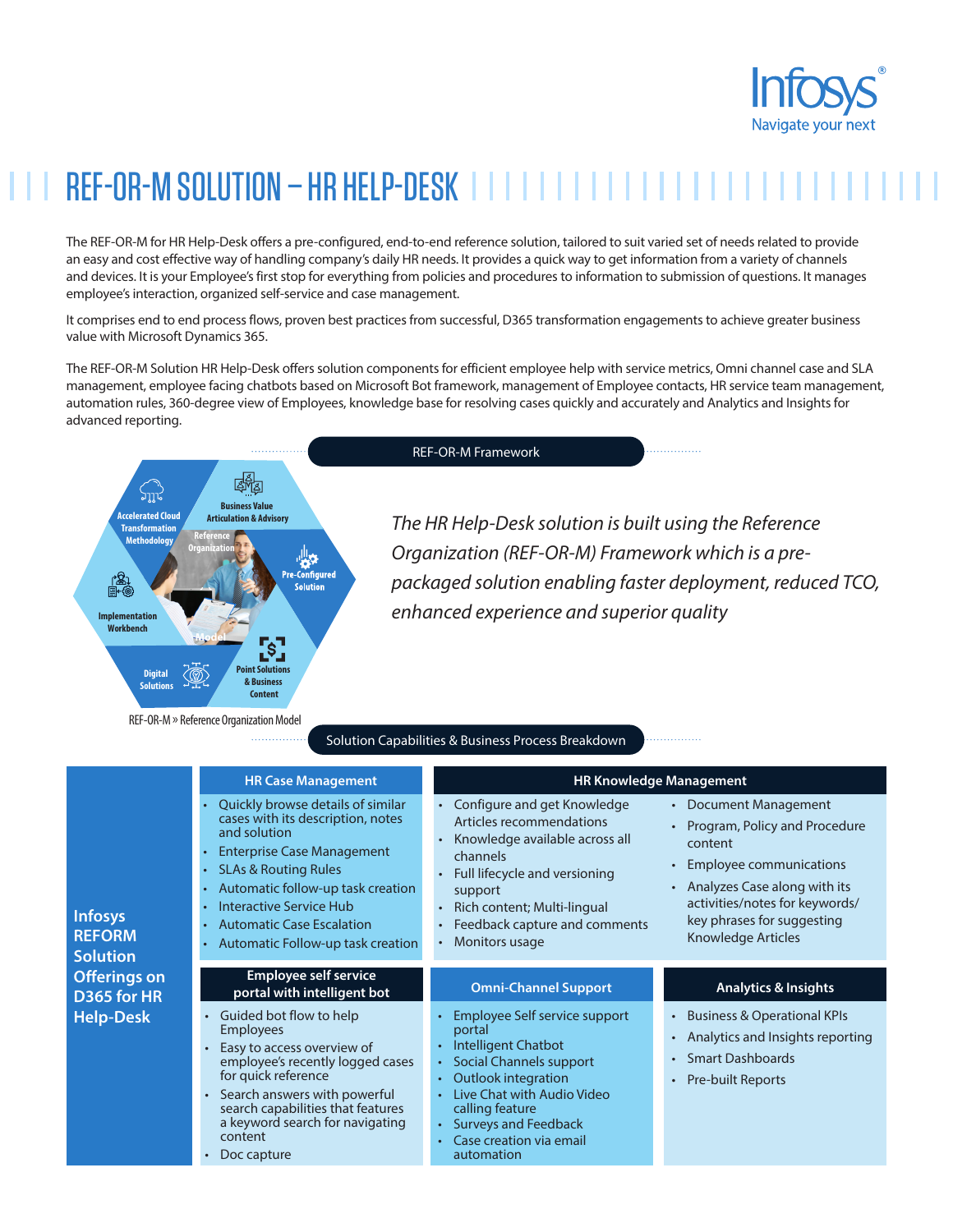# REF-OR-M SOLUTION – HR HELP-DESK

The REF-OR-M for HR Help-Desk offers a pre-configured, end-to-end reference solution, tailored to suit varied set of needs related to provide an easy and cost effective way of handling company's daily HR needs. It provides a quick way to get information from a variety of channels and devices. It is your Employee's first stop for everything from policies and procedures to information to submission of questions. It manages employee's interaction, organized self-service and case management.

It comprises end to end process flows, proven best practices from successful, D365 transformation engagements to achieve greater business value with Microsoft Dynamics 365.

The REF-OR-M Solution HR Help-Desk offers solution components for efficient employee help with service metrics, Omni channel case and SLA management, employee facing chatbots based on Microsoft Bot framework, management of Employee contacts, HR service team management, automation rules, 360-degree view of Employees, knowledge base for resolving cases quickly and accurately and Analytics and Insights for advanced reporting.

## REF-OR-M Framework

- Accelerated Cloud Transformation Methodology
- Business Value Articulation & Advisory
- Pre-Configured Solution
- Point Solutions & Business Content
- Digital Solutions
- Implementation Workbench

Reference Organization Model

REF-OR-M » Reference Organization Model

*The HR Help-Desk solution is built using the Reference Organization (REF-OR-M) Framework which is a pre-packaged solution enabling faster deployment, reduced TCO, enhanced experience and superior quality*

## Solution Capabilities & Business Process Breakdown

**Infosys REFORM Solution Offerings on D365 for HR Help-Desk**

### HR Case Management

- Quickly browse details of similar cases with its description, notes and solution
- Enterprise Case Management
- SLAs & Routing Rules
- Automatic follow-up task creation
- Interactive Service Hub
- Automatic Case Escalation
- Automatic Follow-up task creation

### HR Knowledge Management

- Configure and get Knowledge Articles recommendations
- Knowledge available across all channels
- Full lifecycle and versioning support
- Rich content; Multi-lingual
- Feedback capture and comments
- Monitors usage
- Document Management
- Program, Policy and Procedure content
- Employee communications
- Analyzes Case along with its activities/notes for keywords/ key phrases for suggesting Knowledge Articles

### Employee self service portal with intelligent bot

- Guided bot flow to help Employees
- Easy to access overview of employee's recently logged cases for quick reference
- Search answers with powerful search capabilities that features a keyword search for navigating content
- Doc capture

### Omni-Channel Support

- Employee Self service support portal
- Intelligent Chatbot
- Social Channels support
- Outlook integration
- Live Chat with Audio Video calling feature
- Surveys and Feedback
- Case creation via email automation

### Analytics & Insights

- Business & Operational KPIs
- Analytics and Insights reporting
- Smart Dashboards
- Pre-built Reports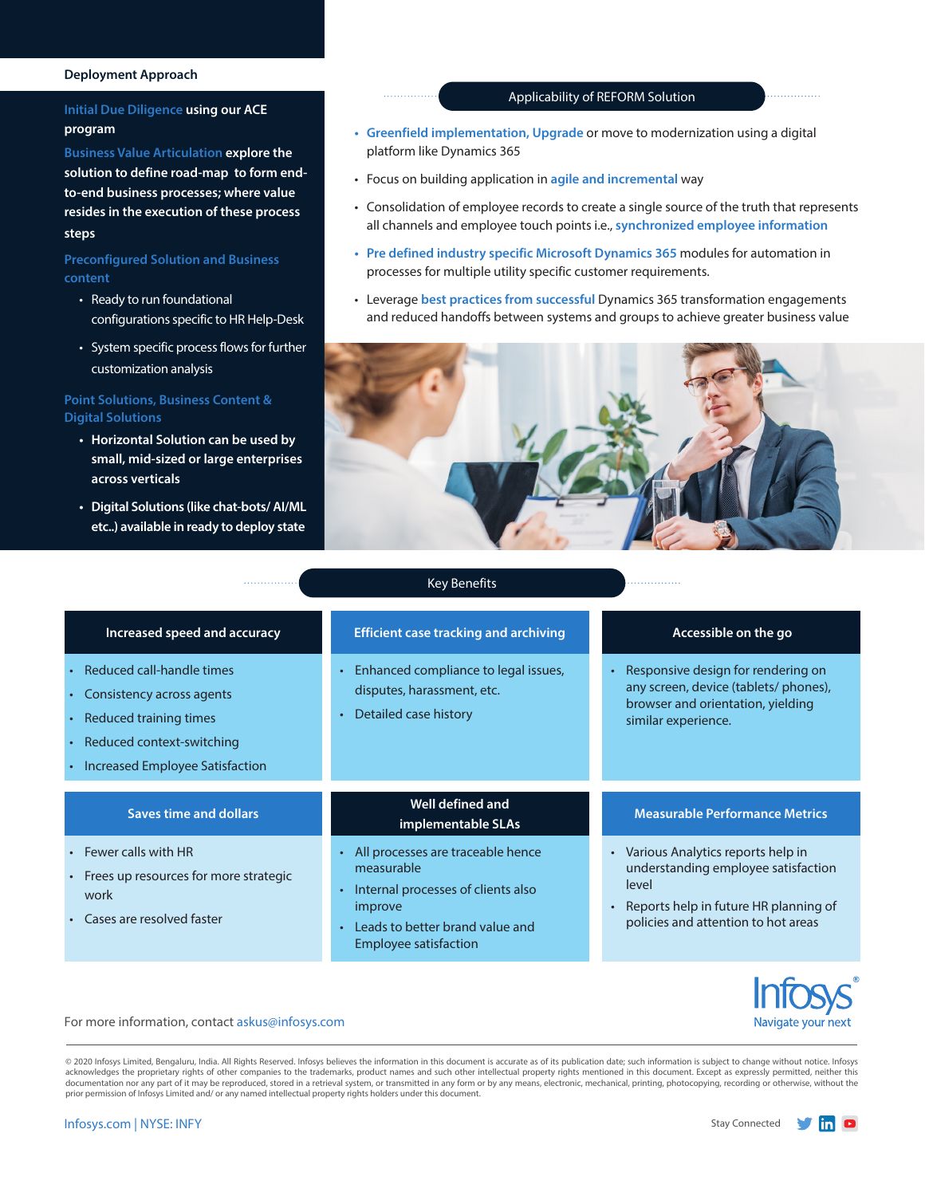## Deployment Approach

**Initial Due Diligence using our ACE program**

**Business Value Articulation explore the solution to define road-map to form end-to-end business processes; where value resides in the execution of these process steps**

**Preconfigured Solution and Business content**

- Ready to run foundational configurations specific to HR Help-Desk
- System specific process flows for further customization analysis

**Point Solutions, Business Content & Digital Solutions**

- **Horizontal Solution can be used by small, mid-sized or large enterprises across verticals**
- **Digital Solutions (like chat-bots/ AI/ML etc..) available in ready to deploy state**

## Applicability of REFORM Solution

- **Greenfield implementation, Upgrade** or move to modernization using a digital platform like Dynamics 365
- Focus on building application in **agile and incremental** way
- Consolidation of employee records to create a single source of the truth that represents all channels and employee touch points i.e., **synchronized employee information**
- **Pre defined industry specific Microsoft Dynamics 365** modules for automation in processes for multiple utility specific customer requirements.
- Leverage **best practices from successful** Dynamics 365 transformation engagements and reduced handoffs between systems and groups to achieve greater business value

## Key Benefits

### Increased speed and accuracy

- Reduced call-handle times
- Consistency across agents
- Reduced training times
- Reduced context-switching
- Increased Employee Satisfaction

### Efficient case tracking and archiving

- Enhanced compliance to legal issues, disputes, harassment, etc.
- Detailed case history

### Accessible on the go

- Responsive design for rendering on any screen, device (tablets/ phones), browser and orientation, yielding similar experience.

### Saves time and dollars

- Fewer calls with HR
- Frees up resources for more strategic work
- Cases are resolved faster

### Well defined and implementable SLAs

- All processes are traceable hence measurable
- Internal processes of clients also improve
- Leads to better brand value and Employee satisfaction

### Measurable Performance Metrics

- Various Analytics reports help in understanding employee satisfaction level
- Reports help in future HR planning of policies and attention to hot areas

For more information, contact askus@infosys.com

Infosys®
Navigate your next

© 2020 Infosys Limited, Bengaluru, India. All Rights Reserved. Infosys believes the information in this document is accurate as of its publication date; such information is subject to change without notice. Infosys acknowledges the proprietary rights of other companies to the trademarks, product names and such other intellectual property rights mentioned in this document. Except as expressly permitted, neither this documentation nor any part of it may be reproduced, stored in a retrieval system, or transmitted in any form or by any means, electronic, mechanical, printing, photocopying, recording or otherwise, without the prior permission of Infosys Limited and/ or any named intellectual property rights holders under this document.

Infosys.com | NYSE: INFY

Stay Connected